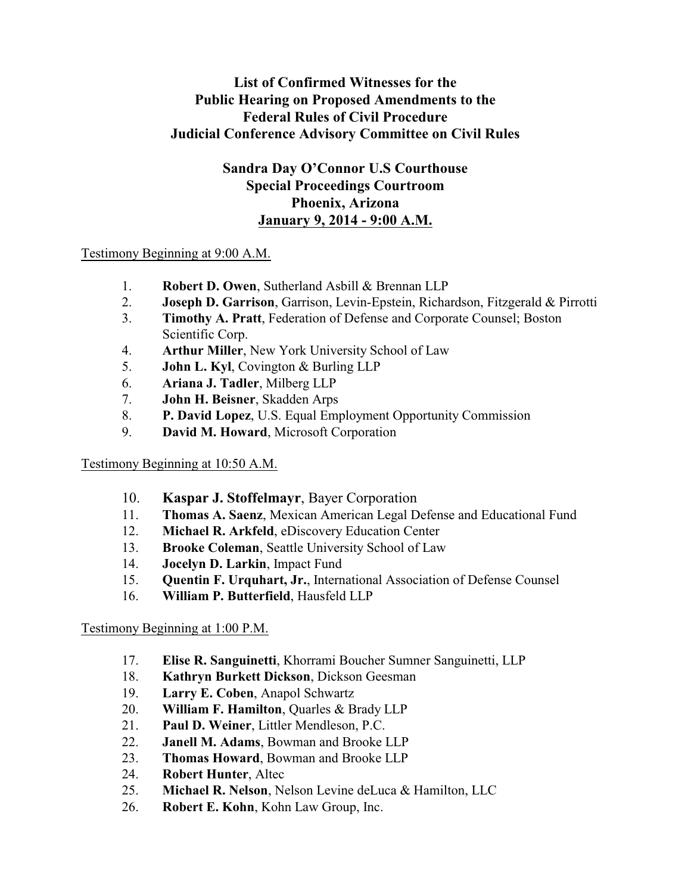# List of Confirmed Witnesses for the Public Hearing on Proposed Amendments to the Federal Rules of Civil Procedure Judicial Conference Advisory Committee on Civil Rules

## Sandra Day O'Connor U.S Courthouse
## Special Proceedings Courtroom
## Phoenix, Arizona
## January 9, 2014 - 9:00 A.M.

Testimony Beginning at 9:00 A.M.

1. **Robert D. Owen**, Sutherland Asbill & Brennan LLP
2. **Joseph D. Garrison**, Garrison, Levin-Epstein, Richardson, Fitzgerald & Pirrotti
3. **Timothy A. Pratt**, Federation of Defense and Corporate Counsel; Boston Scientific Corp.
4. **Arthur Miller**, New York University School of Law
5. **John L. Kyl**, Covington & Burling LLP
6. **Ariana J. Tadler**, Milberg LLP
7. **John H. Beisner**, Skadden Arps
8. **P. David Lopez**, U.S. Equal Employment Opportunity Commission
9. **David M. Howard**, Microsoft Corporation

Testimony Beginning at 10:50 A.M.

10. **Kaspar J. Stoffelmayr**, Bayer Corporation
11. **Thomas A. Saenz**, Mexican American Legal Defense and Educational Fund
12. **Michael R. Arkfeld**, eDiscovery Education Center
13. **Brooke Coleman**, Seattle University School of Law
14. **Jocelyn D. Larkin**, Impact Fund
15. **Quentin F. Urquhart, Jr.**, International Association of Defense Counsel
16. **William P. Butterfield**, Hausfeld LLP

Testimony Beginning at 1:00 P.M.

17. **Elise R. Sanguinetti**, Khorrami Boucher Sumner Sanguinetti, LLP
18. **Kathryn Burkett Dickson**, Dickson Geesman
19. **Larry E. Coben**, Anapol Schwartz
20. **William F. Hamilton**, Quarles & Brady LLP
21. **Paul D. Weiner**, Littler Mendleson, P.C.
22. **Janell M. Adams**, Bowman and Brooke LLP
23. **Thomas Howard**, Bowman and Brooke LLP
24. **Robert Hunter**, Altec
25. **Michael R. Nelson**, Nelson Levine deLuca & Hamilton, LLC
26. **Robert E. Kohn**, Kohn Law Group, Inc.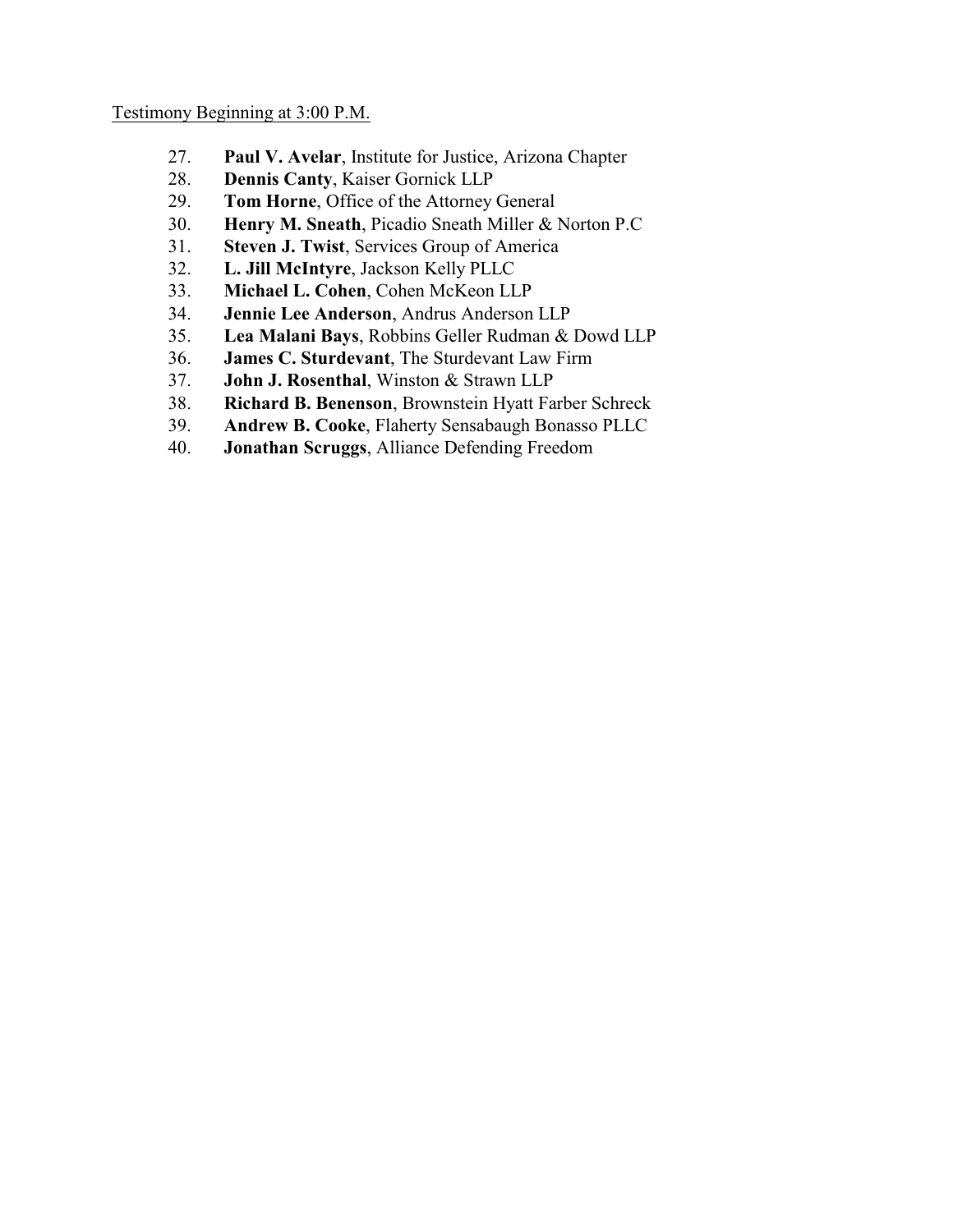Testimony Beginning at 3:00 P.M.

27. **Paul V. Avelar**, Institute for Justice, Arizona Chapter
28. **Dennis Canty**, Kaiser Gornick LLP
29. **Tom Horne**, Office of the Attorney General
30. **Henry M. Sneath**, Picadio Sneath Miller & Norton P.C
31. **Steven J. Twist**, Services Group of America
32. **L. Jill McIntyre**, Jackson Kelly PLLC
33. **Michael L. Cohen**, Cohen McKeon LLP
34. **Jennie Lee Anderson**, Andrus Anderson LLP
35. **Lea Malani Bays**, Robbins Geller Rudman & Dowd LLP
36. **James C. Sturdevant**, The Sturdevant Law Firm
37. **John J. Rosenthal**, Winston & Strawn LLP
38. **Richard B. Benenson**, Brownstein Hyatt Farber Schreck
39. **Andrew B. Cooke**, Flaherty Sensabaugh Bonasso PLLC
40. **Jonathan Scruggs**, Alliance Defending Freedom